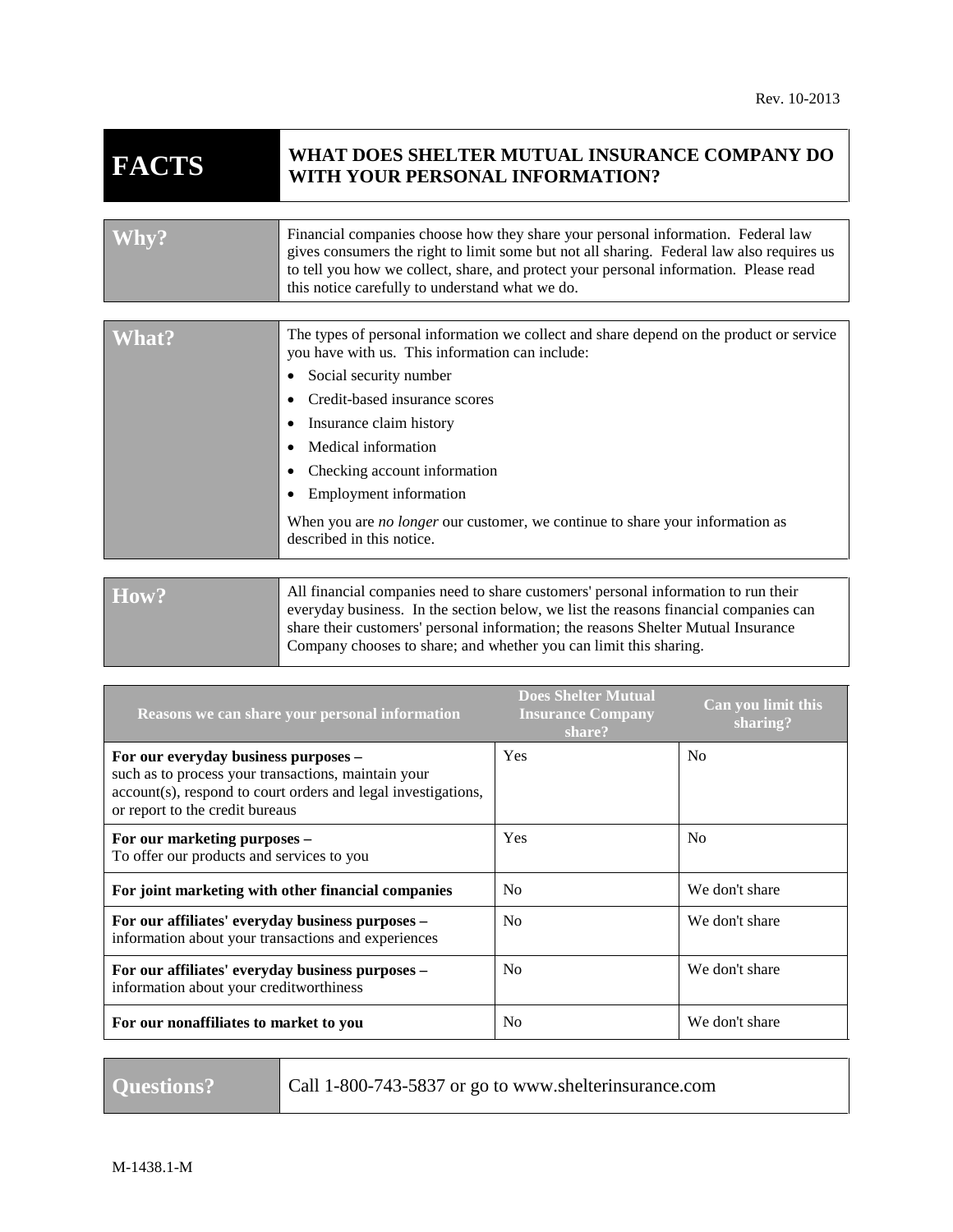Rev. 10-2013

| **FACTS** | **WHAT DOES SHELTER MUTUAL INSURANCE COMPANY DO WITH YOUR PERSONAL INFORMATION?** |
|---|---|

| | |
|---|---|
| **Why?** | Financial companies choose how they share your personal information. Federal law gives consumers the right to limit some but not all sharing. Federal law also requires us to tell you how we collect, share, and protect your personal information. Please read this notice carefully to understand what we do. |
| **What?** | The types of personal information we collect and share depend on the product or service you have with us. This information can include:<br>• Social security number<br>• Credit-based insurance scores<br>• Insurance claim history<br>• Medical information<br>• Checking account information<br>• Employment information<br><br>When you are *no longer* our customer, we continue to share your information as described in this notice. |
| **How?** | All financial companies need to share customers' personal information to run their everyday business. In the section below, we list the reasons financial companies can share their customers' personal information; the reasons Shelter Mutual Insurance Company chooses to share; and whether you can limit this sharing. |

| Reasons we can share your personal information | Does Shelter Mutual Insurance Company share? | Can you limit this sharing? |
|---|---|---|
| **For our everyday business purposes –** such as to process your transactions, maintain your account(s), respond to court orders and legal investigations, or report to the credit bureaus | Yes | No |
| **For our marketing purposes –** To offer our products and services to you | Yes | No |
| **For joint marketing with other financial companies** | No | We don't share |
| **For our affiliates' everyday business purposes –** information about your transactions and experiences | No | We don't share |
| **For our affiliates' everyday business purposes –** information about your creditworthiness | No | We don't share |
| **For our nonaffiliates to market to you** | No | We don't share |

| | |
|---|---|
| **Questions?** | Call 1-800-743-5837 or go to www.shelterinsurance.com |

M-1438.1-M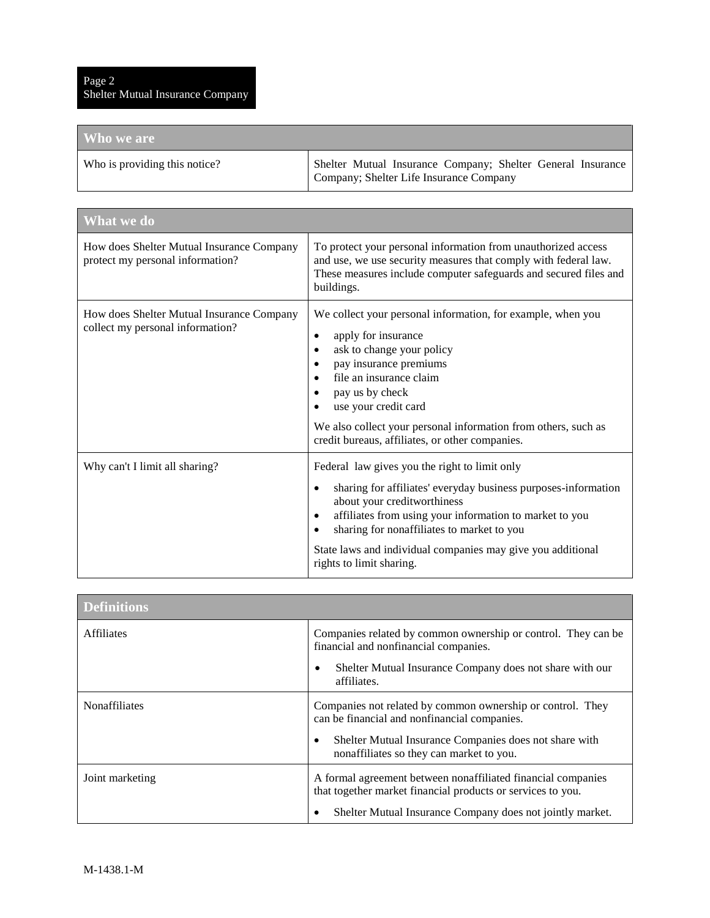| Who we are | |
|---|---|
| Who is providing this notice? | Shelter Mutual Insurance Company; Shelter General Insurance Company; Shelter Life Insurance Company |

| What we do | |
|---|---|
| How does Shelter Mutual Insurance Company protect my personal information? | To protect your personal information from unauthorized access and use, we use security measures that comply with federal law. These measures include computer safeguards and secured files and buildings. |
| How does Shelter Mutual Insurance Company collect my personal information? | We collect your personal information, for example, when you<br>• apply for insurance<br>• ask to change your policy<br>• pay insurance premiums<br>• file an insurance claim<br>• pay us by check<br>• use your credit card<br>We also collect your personal information from others, such as credit bureaus, affiliates, or other companies. |
| Why can't I limit all sharing? | Federal law gives you the right to limit only<br>• sharing for affiliates' everyday business purposes-information about your creditworthiness<br>• affiliates from using your information to market to you<br>• sharing for nonaffiliates to market to you<br>State laws and individual companies may give you additional rights to limit sharing. |

| Definitions | |
|---|---|
| Affiliates | Companies related by common ownership or control. They can be financial and nonfinancial companies.<br>• Shelter Mutual Insurance Company does not share with our affiliates. |
| Nonaffiliates | Companies not related by common ownership or control. They can be financial and nonfinancial companies.<br>• Shelter Mutual Insurance Companies does not share with nonaffiliates so they can market to you. |
| Joint marketing | A formal agreement between nonaffiliated financial companies that together market financial products or services to you.<br>• Shelter Mutual Insurance Company does not jointly market. |

M-1438.1-M